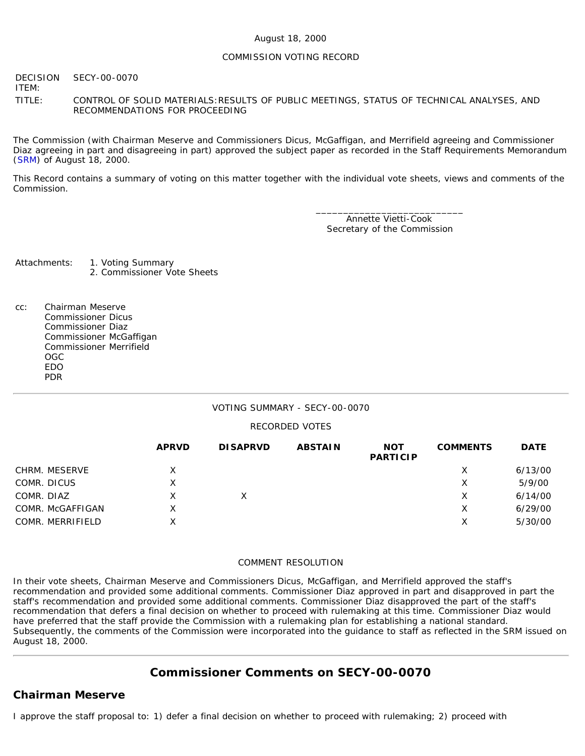August 18, 2000

COMMISSION VOTING RECORD

DECISION ITEM: SECY-00-0070

TITLE: CONTROL OF SOLID MATERIALS:RESULTS OF PUBLIC MEETINGS, STATUS OF TECHNICAL ANALYSES, AND RECOMMENDATIONS FOR PROCEEDING

The Commission (with Chairman Meserve and Commissioners Dicus, McGaffigan, and Merrifield agreeing and Commissioner Diaz agreeing in part and disagreeing in part) approved the subject paper as recorded in the Staff Requirements Memorandum (SRM) of August 18, 2000.

This Record contains a summary of voting on this matter together with the individual vote sheets, views and comments of the Commission.

\_\_\_\_\_\_\_\_\_\_\_\_\_\_\_\_\_\_\_\_\_\_\_\_\_\_\_\_
Annette Vietti-Cook
Secretary of the Commission

Attachments:
1. Voting Summary
2. Commissioner Vote Sheets

cc:
Chairman Meserve
Commissioner Dicus
Commissioner Diaz
Commissioner McGaffigan
Commissioner Merrifield
OGC
EDO
PDR

---

VOTING SUMMARY - SECY-00-0070

RECORDED VOTES

| | APRVD | DISAPRVD | ABSTAIN | NOT PARTICIP | COMMENTS | DATE |
|---|---|---|---|---|---|---|
| CHRM. MESERVE | X | | | | X | 6/13/00 |
| COMR. DICUS | X | | | | X | 5/9/00 |
| COMR. DIAZ | X | X | | | X | 6/14/00 |
| COMR. McGAFFIGAN | X | | | | X | 6/29/00 |
| COMR. MERRIFIELD | X | | | | X | 5/30/00 |

COMMENT RESOLUTION

In their vote sheets, Chairman Meserve and Commissioners Dicus, McGaffigan, and Merrifield approved the staff's recommendation and provided some additional comments. Commissioner Diaz approved in part and disapproved in part the staff's recommendation and provided some additional comments. Commissioner Diaz disapproved the part of the staff's recommendation that defers a final decision on whether to proceed with rulemaking at this time. Commissioner Diaz would have preferred that the staff provide the Commission with a rulemaking plan for establishing a national standard. Subsequently, the comments of the Commission were incorporated into the guidance to staff as reflected in the SRM issued on August 18, 2000.

---

## Commissioner Comments on SECY-00-0070

### Chairman Meserve

I approve the staff proposal to: 1) defer a final decision on whether to proceed with rulemaking; 2) proceed with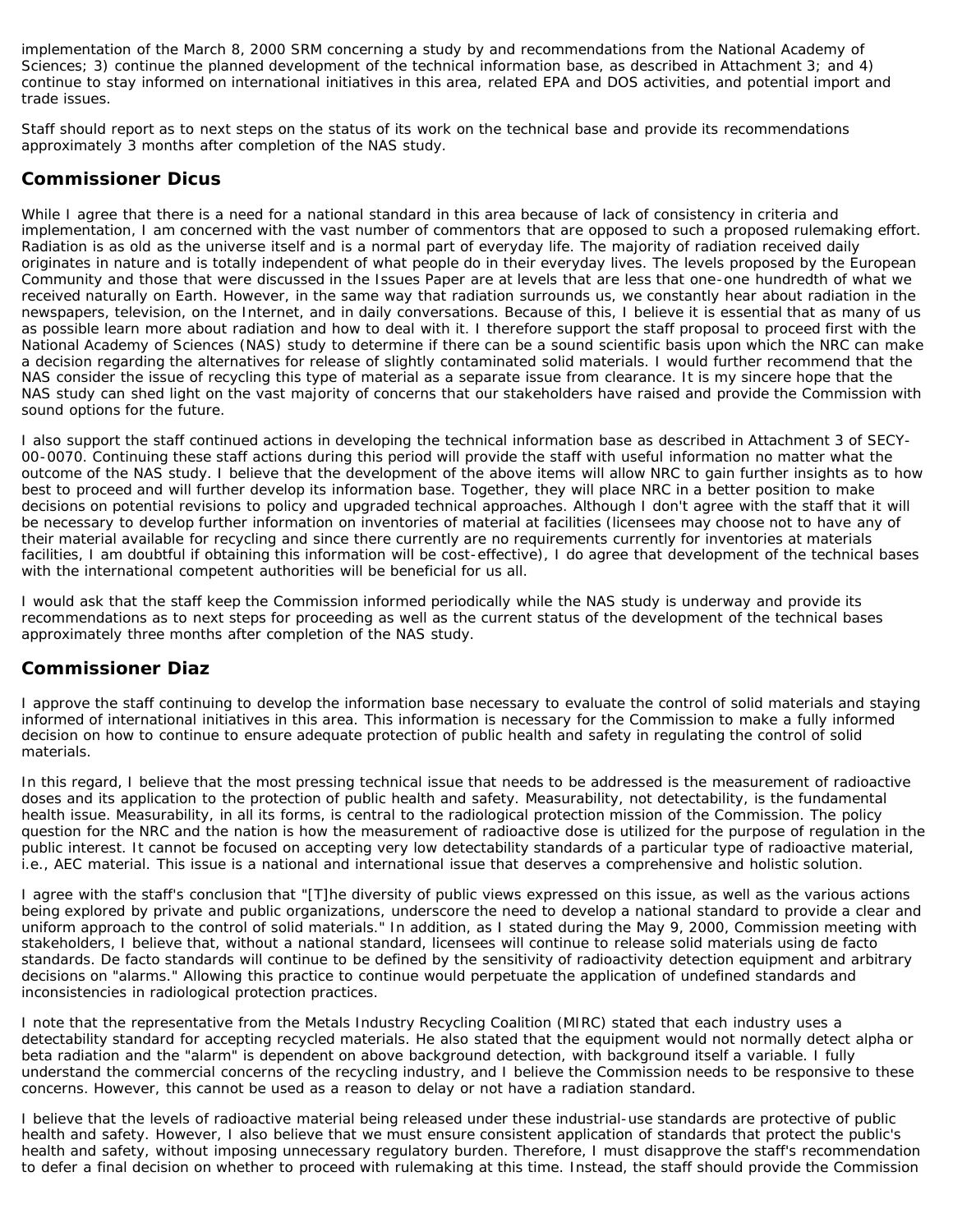implementation of the March 8, 2000 SRM concerning a study by and recommendations from the National Academy of Sciences; 3) continue the planned development of the technical information base, as described in Attachment 3; and 4) continue to stay informed on international initiatives in this area, related EPA and DOS activities, and potential import and trade issues.

Staff should report as to next steps on the status of its work on the technical base and provide its recommendations approximately 3 months after completion of the NAS study.

## Commissioner Dicus

While I agree that there is a need for a national standard in this area because of lack of consistency in criteria and implementation, I am concerned with the vast number of commentors that are opposed to such a proposed rulemaking effort. Radiation is as old as the universe itself and is a normal part of everyday life. The majority of radiation received daily originates in nature and is totally independent of what people do in their everyday lives. The levels proposed by the European Community and those that were discussed in the Issues Paper are at levels that are less that one-one hundredth of what we received naturally on Earth. However, in the same way that radiation surrounds us, we constantly hear about radiation in the newspapers, television, on the Internet, and in daily conversations. Because of this, I believe it is essential that as many of us as possible learn more about radiation and how to deal with it. I therefore support the staff proposal to proceed first with the National Academy of Sciences (NAS) study to determine if there can be a sound scientific basis upon which the NRC can make a decision regarding the alternatives for release of slightly contaminated solid materials. I would further recommend that the NAS consider the issue of recycling this type of material as a separate issue from clearance. It is my sincere hope that the NAS study can shed light on the vast majority of concerns that our stakeholders have raised and provide the Commission with sound options for the future.

I also support the staff continued actions in developing the technical information base as described in Attachment 3 of SECY-00-0070. Continuing these staff actions during this period will provide the staff with useful information no matter what the outcome of the NAS study. I believe that the development of the above items will allow NRC to gain further insights as to how best to proceed and will further develop its information base. Together, they will place NRC in a better position to make decisions on potential revisions to policy and upgraded technical approaches. Although I don't agree with the staff that it will be necessary to develop further information on inventories of material at facilities (licensees may choose not to have any of their material available for recycling and since there currently are no requirements currently for inventories at materials facilities, I am doubtful if obtaining this information will be cost-effective), I do agree that development of the technical bases with the international competent authorities will be beneficial for us all.

I would ask that the staff keep the Commission informed periodically while the NAS study is underway and provide its recommendations as to next steps for proceeding as well as the current status of the development of the technical bases approximately three months after completion of the NAS study.

## Commissioner Diaz

I approve the staff continuing to develop the information base necessary to evaluate the control of solid materials and staying informed of international initiatives in this area. This information is necessary for the Commission to make a fully informed decision on how to continue to ensure adequate protection of public health and safety in regulating the control of solid materials.

In this regard, I believe that the most pressing technical issue that needs to be addressed is the measurement of radioactive doses and its application to the protection of public health and safety. Measurability, not detectability, is the fundamental health issue. Measurability, in all its forms, is central to the radiological protection mission of the Commission. The policy question for the NRC and the nation is how the measurement of radioactive dose is utilized for the purpose of regulation in the public interest. It cannot be focused on accepting very low detectability standards of a particular type of radioactive material, i.e., AEC material. This issue is a national and international issue that deserves a comprehensive and holistic solution.

I agree with the staff's conclusion that "[T]he diversity of public views expressed on this issue, as well as the various actions being explored by private and public organizations, underscore the need to develop a national standard to provide a clear and uniform approach to the control of solid materials." In addition, as I stated during the May 9, 2000, Commission meeting with stakeholders, I believe that, without a national standard, licensees will continue to release solid materials using de facto standards. De facto standards will continue to be defined by the sensitivity of radioactivity detection equipment and arbitrary decisions on "alarms." Allowing this practice to continue would perpetuate the application of undefined standards and inconsistencies in radiological protection practices.

I note that the representative from the Metals Industry Recycling Coalition (MIRC) stated that each industry uses a detectability standard for accepting recycled materials. He also stated that the equipment would not normally detect alpha or beta radiation and the "alarm" is dependent on above background detection, with background itself a variable. I fully understand the commercial concerns of the recycling industry, and I believe the Commission needs to be responsive to these concerns. However, this cannot be used as a reason to delay or not have a radiation standard.

I believe that the levels of radioactive material being released under these industrial-use standards are protective of public health and safety. However, I also believe that we must ensure consistent application of standards that protect the public's health and safety, without imposing unnecessary regulatory burden. Therefore, I must disapprove the staff's recommendation to defer a final decision on whether to proceed with rulemaking at this time. Instead, the staff should provide the Commission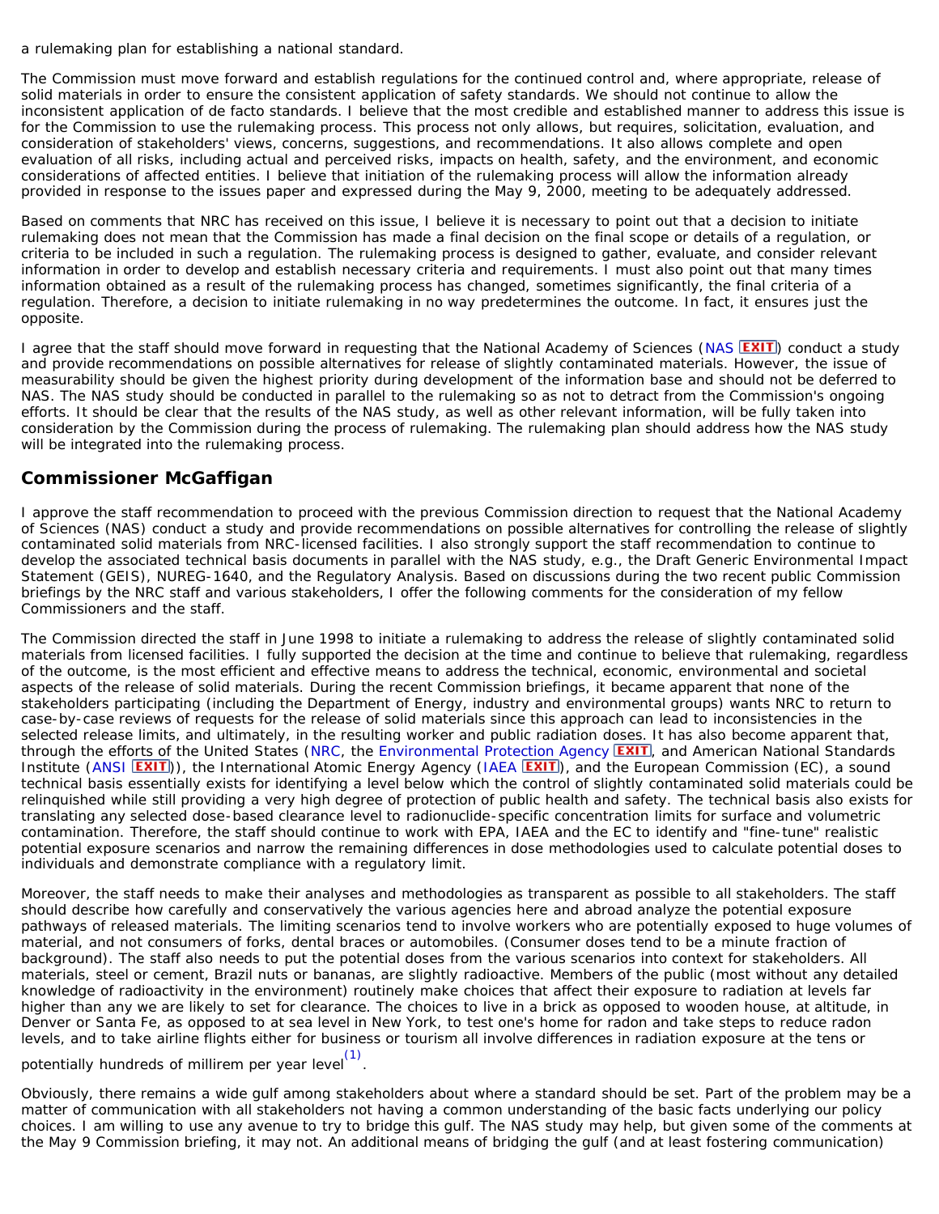a rulemaking plan for establishing a national standard.

The Commission must move forward and establish regulations for the continued control and, where appropriate, release of solid materials in order to ensure the consistent application of safety standards. We should not continue to allow the inconsistent application of de facto standards. I believe that the most credible and established manner to address this issue is for the Commission to use the rulemaking process. This process not only allows, but requires, solicitation, evaluation, and consideration of stakeholders' views, concerns, suggestions, and recommendations. It also allows complete and open evaluation of all risks, including actual and perceived risks, impacts on health, safety, and the environment, and economic considerations of affected entities. I believe that initiation of the rulemaking process will allow the information already provided in response to the issues paper and expressed during the May 9, 2000, meeting to be adequately addressed.

Based on comments that NRC has received on this issue, I believe it is necessary to point out that a decision to initiate rulemaking does not mean that the Commission has made a final decision on the final scope or details of a regulation, or criteria to be included in such a regulation. The rulemaking process is designed to gather, evaluate, and consider relevant information in order to develop and establish necessary criteria and requirements. I must also point out that many times information obtained as a result of the rulemaking process has changed, sometimes significantly, the final criteria of a regulation. Therefore, a decision to initiate rulemaking in no way predetermines the outcome. In fact, it ensures just the opposite.

I agree that the staff should move forward in requesting that the National Academy of Sciences (NAS EXIT) conduct a study and provide recommendations on possible alternatives for release of slightly contaminated materials. However, the issue of measurability should be given the highest priority during development of the information base and should not be deferred to NAS. The NAS study should be conducted in parallel to the rulemaking so as not to detract from the Commission's ongoing efforts. It should be clear that the results of the NAS study, as well as other relevant information, will be fully taken into consideration by the Commission during the process of rulemaking. The rulemaking plan should address how the NAS study will be integrated into the rulemaking process.

## Commissioner McGaffigan

I approve the staff recommendation to proceed with the previous Commission direction to request that the National Academy of Sciences (NAS) conduct a study and provide recommendations on possible alternatives for controlling the release of slightly contaminated solid materials from NRC-licensed facilities. I also strongly support the staff recommendation to continue to develop the associated technical basis documents in parallel with the NAS study, e.g., the Draft Generic Environmental Impact Statement (GEIS), NUREG-1640, and the Regulatory Analysis. Based on discussions during the two recent public Commission briefings by the NRC staff and various stakeholders, I offer the following comments for the consideration of my fellow Commissioners and the staff.

The Commission directed the staff in June 1998 to initiate a rulemaking to address the release of slightly contaminated solid materials from licensed facilities. I fully supported the decision at the time and continue to believe that rulemaking, regardless of the outcome, is the most efficient and effective means to address the technical, economic, environmental and societal aspects of the release of solid materials. During the recent Commission briefings, it became apparent that none of the stakeholders participating (including the Department of Energy, industry and environmental groups) wants NRC to return to case-by-case reviews of requests for the release of solid materials since this approach can lead to inconsistencies in the selected release limits, and ultimately, in the resulting worker and public radiation doses. It has also become apparent that, through the efforts of the United States (NRC, the Environmental Protection Agency EXIT, and American National Standards Institute (ANSI EXIT)), the International Atomic Energy Agency (IAEA EXIT), and the European Commission (EC), a sound technical basis essentially exists for identifying a level below which the control of slightly contaminated solid materials could be relinquished while still providing a very high degree of protection of public health and safety. The technical basis also exists for translating any selected dose-based clearance level to radionuclide-specific concentration limits for surface and volumetric contamination. Therefore, the staff should continue to work with EPA, IAEA and the EC to identify and "fine-tune" realistic potential exposure scenarios and narrow the remaining differences in dose methodologies used to calculate potential doses to individuals and demonstrate compliance with a regulatory limit.

Moreover, the staff needs to make their analyses and methodologies as transparent as possible to all stakeholders. The staff should describe how carefully and conservatively the various agencies here and abroad analyze the potential exposure pathways of released materials. The limiting scenarios tend to involve workers who are potentially exposed to huge volumes of material, and not consumers of forks, dental braces or automobiles. (Consumer doses tend to be a minute fraction of background). The staff also needs to put the potential doses from the various scenarios into context for stakeholders. All materials, steel or cement, Brazil nuts or bananas, are slightly radioactive. Members of the public (most without any detailed knowledge of radioactivity in the environment) routinely make choices that affect their exposure to radiation at levels far higher than any we are likely to set for clearance. The choices to live in a brick as opposed to wooden house, at altitude, in Denver or Santa Fe, as opposed to at sea level in New York, to test one's home for radon and take steps to reduce radon levels, and to take airline flights either for business or tourism all involve differences in radiation exposure at the tens or potentially hundreds of millirem per year level[(1)].

Obviously, there remains a wide gulf among stakeholders about where a standard should be set. Part of the problem may be a matter of communication with all stakeholders not having a common understanding of the basic facts underlying our policy choices. I am willing to use any avenue to try to bridge this gulf. The NAS study may help, but given some of the comments at the May 9 Commission briefing, it may not. An additional means of bridging the gulf (and at least fostering communication)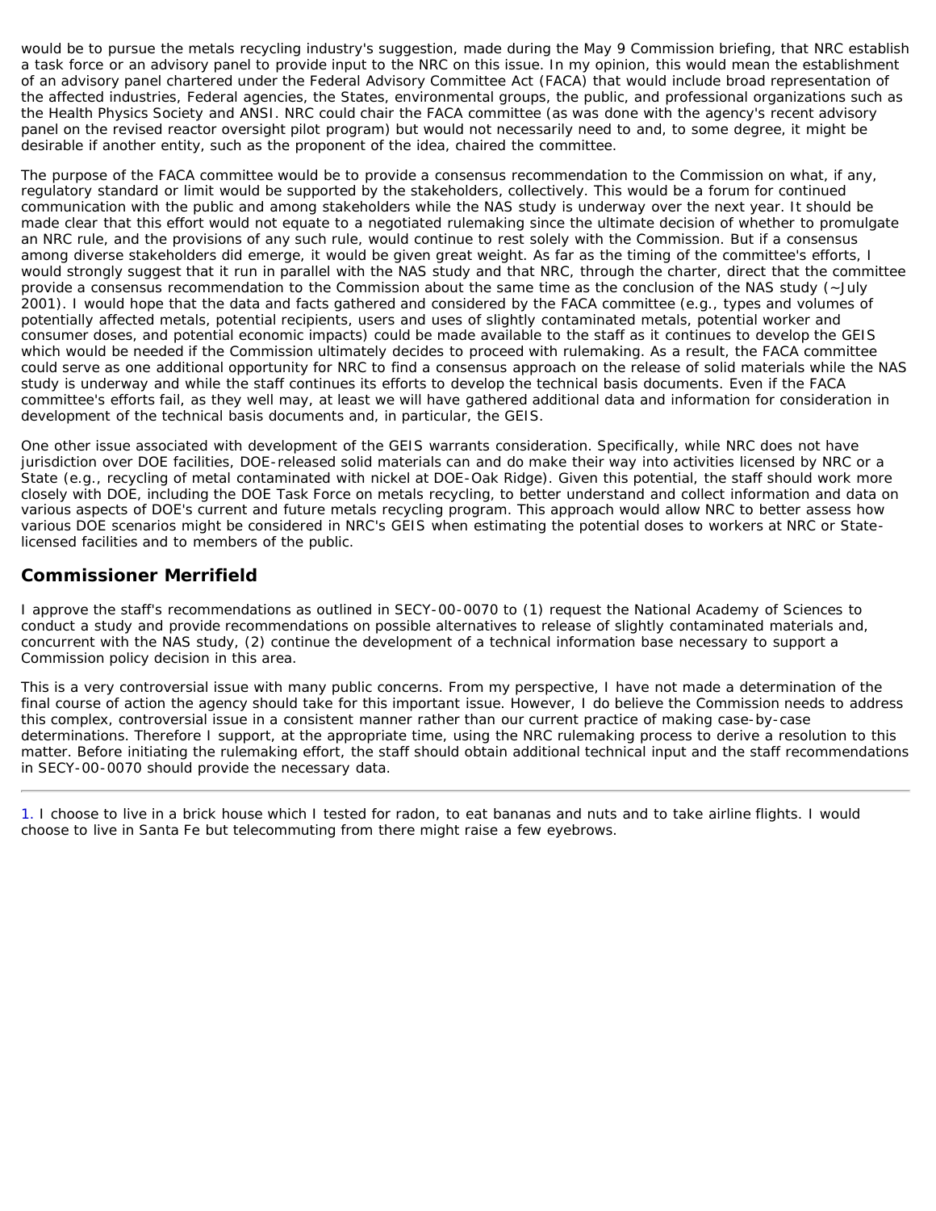would be to pursue the metals recycling industry's suggestion, made during the May 9 Commission briefing, that NRC establish a task force or an advisory panel to provide input to the NRC on this issue. In my opinion, this would mean the establishment of an advisory panel chartered under the Federal Advisory Committee Act (FACA) that would include broad representation of the affected industries, Federal agencies, the States, environmental groups, the public, and professional organizations such as the Health Physics Society and ANSI. NRC could chair the FACA committee (as was done with the agency's recent advisory panel on the revised reactor oversight pilot program) but would not necessarily need to and, to some degree, it might be desirable if another entity, such as the proponent of the idea, chaired the committee.

The purpose of the FACA committee would be to provide a consensus recommendation to the Commission on what, if any, regulatory standard or limit would be supported by the stakeholders, collectively. This would be a forum for continued communication with the public and among stakeholders while the NAS study is underway over the next year. It should be made clear that this effort would not equate to a negotiated rulemaking since the ultimate decision of whether to promulgate an NRC rule, and the provisions of any such rule, would continue to rest solely with the Commission. But if a consensus among diverse stakeholders did emerge, it would be given great weight. As far as the timing of the committee's efforts, I would strongly suggest that it run in parallel with the NAS study and that NRC, through the charter, direct that the committee provide a consensus recommendation to the Commission about the same time as the conclusion of the NAS study (~July 2001). I would hope that the data and facts gathered and considered by the FACA committee (e.g., types and volumes of potentially affected metals, potential recipients, users and uses of slightly contaminated metals, potential worker and consumer doses, and potential economic impacts) could be made available to the staff as it continues to develop the GEIS which would be needed if the Commission ultimately decides to proceed with rulemaking. As a result, the FACA committee could serve as one additional opportunity for NRC to find a consensus approach on the release of solid materials while the NAS study is underway and while the staff continues its efforts to develop the technical basis documents. Even if the FACA committee's efforts fail, as they well may, at least we will have gathered additional data and information for consideration in development of the technical basis documents and, in particular, the GEIS.

One other issue associated with development of the GEIS warrants consideration. Specifically, while NRC does not have jurisdiction over DOE facilities, DOE-released solid materials can and do make their way into activities licensed by NRC or a State (e.g., recycling of metal contaminated with nickel at DOE-Oak Ridge). Given this potential, the staff should work more closely with DOE, including the DOE Task Force on metals recycling, to better understand and collect information and data on various aspects of DOE's current and future metals recycling program. This approach would allow NRC to better assess how various DOE scenarios might be considered in NRC's GEIS when estimating the potential doses to workers at NRC or State-licensed facilities and to members of the public.

## Commissioner Merrifield

I approve the staff's recommendations as outlined in SECY-00-0070 to (1) request the National Academy of Sciences to conduct a study and provide recommendations on possible alternatives to release of slightly contaminated materials and, concurrent with the NAS study, (2) continue the development of a technical information base necessary to support a Commission policy decision in this area.

This is a very controversial issue with many public concerns. From my perspective, I have not made a determination of the final course of action the agency should take for this important issue. However, I do believe the Commission needs to address this complex, controversial issue in a consistent manner rather than our current practice of making case-by-case determinations. Therefore I support, at the appropriate time, using the NRC rulemaking process to derive a resolution to this matter. Before initiating the rulemaking effort, the staff should obtain additional technical input and the staff recommendations in SECY-00-0070 should provide the necessary data.

---

1. I choose to live in a brick house which I tested for radon, to eat bananas and nuts and to take airline flights. I would choose to live in Santa Fe but telecommuting from there might raise a few eyebrows.